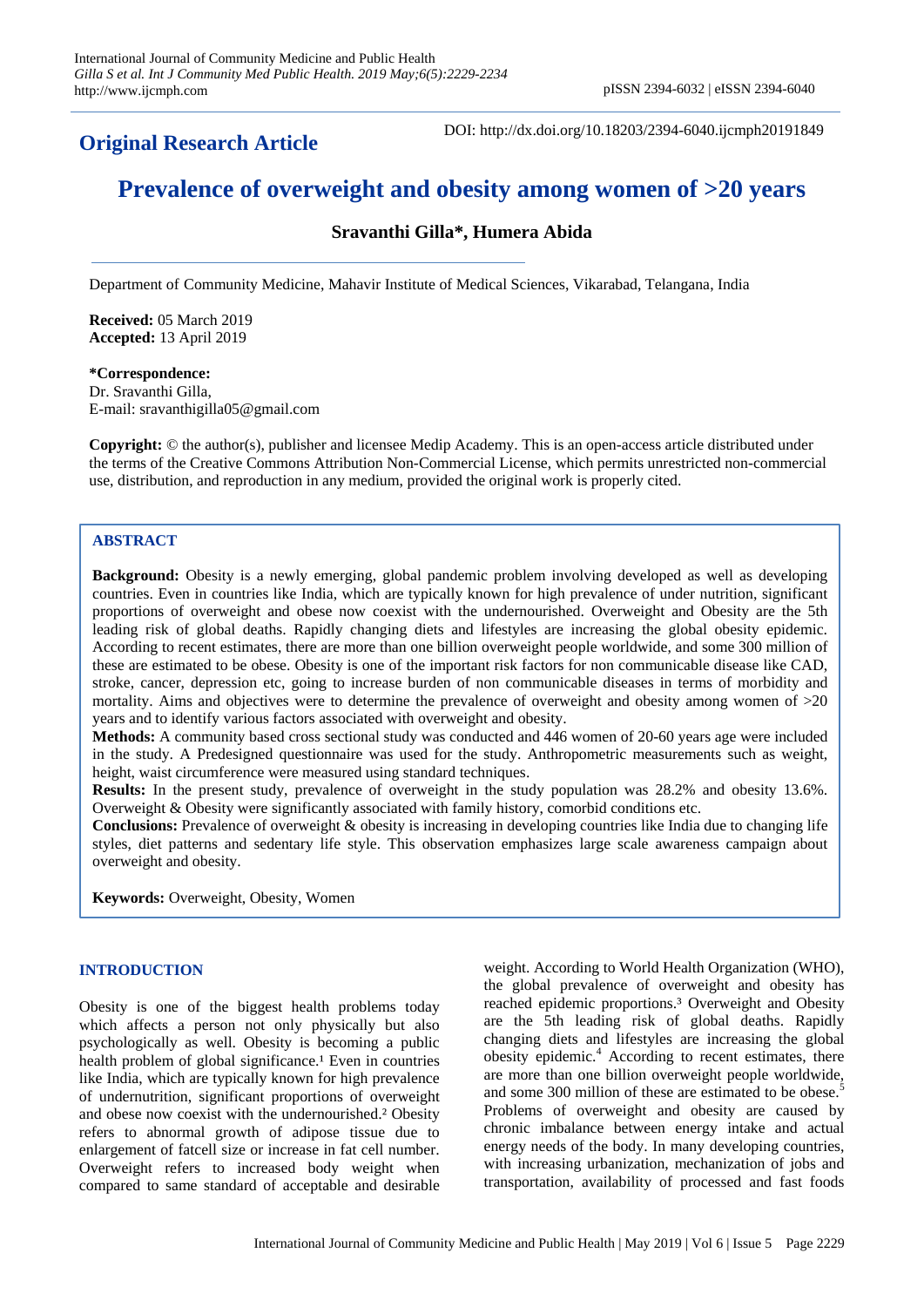**Original Research Article**

DOI: http://dx.doi.org/10.18203/2394-6040.ijcmph20191849

# Prevalence of overweight and obesity among women of >20 years

**Sravanthi Gilla\*, Humera Abida**

Department of Community Medicine, Mahavir Institute of Medical Sciences, Vikarabad, Telangana, India

**Received:** 05 March 2019
**Accepted:** 13 April 2019

**\*Correspondence:**
Dr. Sravanthi Gilla,
E-mail: sravanthigilla05@gmail.com

**Copyright:** © the author(s), publisher and licensee Medip Academy. This is an open-access article distributed under the terms of the Creative Commons Attribution Non-Commercial License, which permits unrestricted non-commercial use, distribution, and reproduction in any medium, provided the original work is properly cited.

## ABSTRACT

**Background:** Obesity is a newly emerging, global pandemic problem involving developed as well as developing countries. Even in countries like India, which are typically known for high prevalence of under nutrition, significant proportions of overweight and obese now coexist with the undernourished. Overweight and Obesity are the 5th leading risk of global deaths. Rapidly changing diets and lifestyles are increasing the global obesity epidemic. According to recent estimates, there are more than one billion overweight people worldwide, and some 300 million of these are estimated to be obese. Obesity is one of the important risk factors for non communicable disease like CAD, stroke, cancer, depression etc, going to increase burden of non communicable diseases in terms of morbidity and mortality. Aims and objectives were to determine the prevalence of overweight and obesity among women of >20 years and to identify various factors associated with overweight and obesity.

**Methods:** A community based cross sectional study was conducted and 446 women of 20-60 years age were included in the study. A Predesigned questionnaire was used for the study. Anthropometric measurements such as weight, height, waist circumference were measured using standard techniques.

**Results:** In the present study, prevalence of overweight in the study population was 28.2% and obesity 13.6%. Overweight & Obesity were significantly associated with family history, comorbid conditions etc.

**Conclusions:** Prevalence of overweight & obesity is increasing in developing countries like India due to changing life styles, diet patterns and sedentary life style. This observation emphasizes large scale awareness campaign about overweight and obesity.

**Keywords:** Overweight, Obesity, Women

## INTRODUCTION

Obesity is one of the biggest health problems today which affects a person not only physically but also psychologically as well. Obesity is becoming a public health problem of global significance.[1] Even in countries like India, which are typically known for high prevalence of undernutrition, significant proportions of overweight and obese now coexist with the undernourished.[2] Obesity refers to abnormal growth of adipose tissue due to enlargement of fatcell size or increase in fat cell number. Overweight refers to increased body weight when compared to same standard of acceptable and desirable weight. According to World Health Organization (WHO), the global prevalence of overweight and obesity has reached epidemic proportions.[3] Overweight and Obesity are the 5th leading risk of global deaths. Rapidly changing diets and lifestyles are increasing the global obesity epidemic.[4] According to recent estimates, there are more than one billion overweight people worldwide, and some 300 million of these are estimated to be obese.[5] Problems of overweight and obesity are caused by chronic imbalance between energy intake and actual energy needs of the body. In many developing countries, with increasing urbanization, mechanization of jobs and transportation, availability of processed and fast foods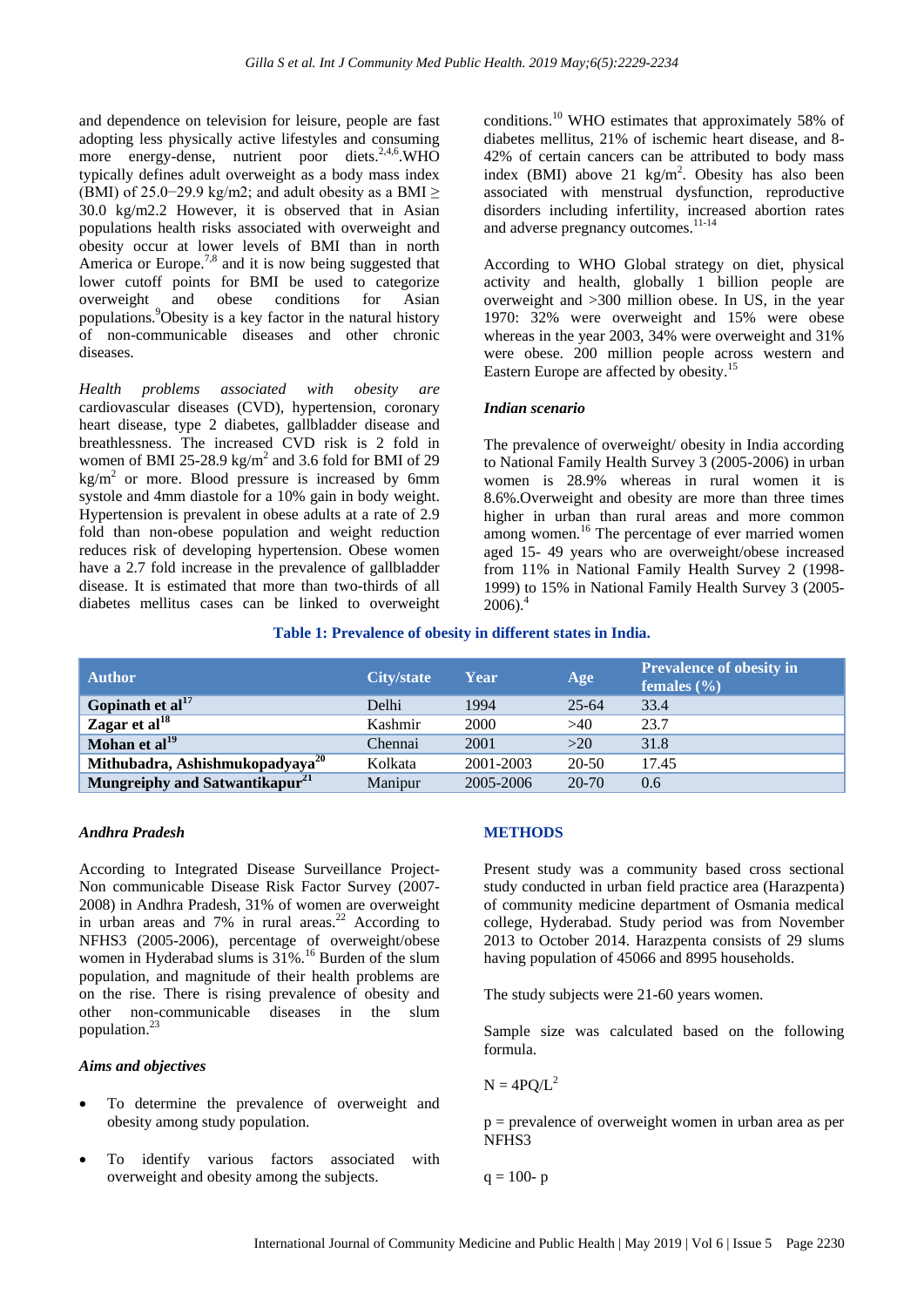and dependence on television for leisure, people are fast adopting less physically active lifestyles and consuming more energy-dense, nutrient poor diets.[2,4,6] WHO typically defines adult overweight as a body mass index (BMI) of 25.0−29.9 kg/m2; and adult obesity as a BMI ≥ 30.0 kg/m2.2 However, it is observed that in Asian populations health risks associated with overweight and obesity occur at lower levels of BMI than in north America or Europe.[7,8] and it is now being suggested that lower cutoff points for BMI be used to categorize overweight and obese conditions for Asian populations.[9] Obesity is a key factor in the natural history of non-communicable diseases and other chronic diseases.

*Health problems associated with obesity are* cardiovascular diseases (CVD), hypertension, coronary heart disease, type 2 diabetes, gallbladder disease and breathlessness. The increased CVD risk is 2 fold in women of BMI 25-28.9 kg/m$^2$ and 3.6 fold for BMI of 29 kg/m$^2$ or more. Blood pressure is increased by 6mm systole and 4mm diastole for a 10% gain in body weight. Hypertension is prevalent in obese adults at a rate of 2.9 fold than non-obese population and weight reduction reduces risk of developing hypertension. Obese women have a 2.7 fold increase in the prevalence of gallbladder disease. It is estimated that more than two-thirds of all diabetes mellitus cases can be linked to overweight conditions.[10] WHO estimates that approximately 58% of diabetes mellitus, 21% of ischemic heart disease, and 8-42% of certain cancers can be attributed to body mass index (BMI) above 21 kg/m$^2$. Obesity has also been associated with menstrual dysfunction, reproductive disorders including infertility, increased abortion rates and adverse pregnancy outcomes.[11-14]

According to WHO Global strategy on diet, physical activity and health, globally 1 billion people are overweight and >300 million obese. In US, in the year 1970: 32% were overweight and 15% were obese whereas in the year 2003, 34% were overweight and 31% were obese. 200 million people across western and Eastern Europe are affected by obesity.[15]

***Indian scenario***

The prevalence of overweight/ obesity in India according to National Family Health Survey 3 (2005-2006) in urban women is 28.9% whereas in rural women it is 8.6%.Overweight and obesity are more than three times higher in urban than rural areas and more common among women.[16] The percentage of ever married women aged 15- 49 years who are overweight/obese increased from 11% in National Family Health Survey 2 (1998-1999) to 15% in National Family Health Survey 3 (2005-2006).[4]

**Table 1: Prevalence of obesity in different states in India.**

| Author | City/state | Year | Age | Prevalence of obesity in females (%) |
|---|---|---|---|---|
| **Gopinath et al[17]** | Delhi | 1994 | 25-64 | 33.4 |
| **Zagar et al[18]** | Kashmir | 2000 | >40 | 23.7 |
| **Mohan et al[19]** | Chennai | 2001 | >20 | 31.8 |
| **Mithubadra, Ashishmukopadyaya[20]** | Kolkata | 2001-2003 | 20-50 | 17.45 |
| **Mungreiphy and Satwantikapur[21]** | Manipur | 2005-2006 | 20-70 | 0.6 |

***Andhra Pradesh***

According to Integrated Disease Surveillance Project-Non communicable Disease Risk Factor Survey (2007-2008) in Andhra Pradesh, 31% of women are overweight in urban areas and 7% in rural areas.[22] According to NFHS3 (2005-2006), percentage of overweight/obese women in Hyderabad slums is 31%.[16] Burden of the slum population, and magnitude of their health problems are on the rise. There is rising prevalence of obesity and other non-communicable diseases in the slum population.[23]

***Aims and objectives***

- To determine the prevalence of overweight and obesity among study population.
- To identify various factors associated with overweight and obesity among the subjects.

## METHODS

Present study was a community based cross sectional study conducted in urban field practice area (Harazpenta) of community medicine department of Osmania medical college, Hyderabad. Study period was from November 2013 to October 2014. Harazpenta consists of 29 slums having population of 45066 and 8995 households.

The study subjects were 21-60 years women.

Sample size was calculated based on the following formula.

$N = 4PQ/L^2$

p = prevalence of overweight women in urban area as per NFHS3

q = 100- p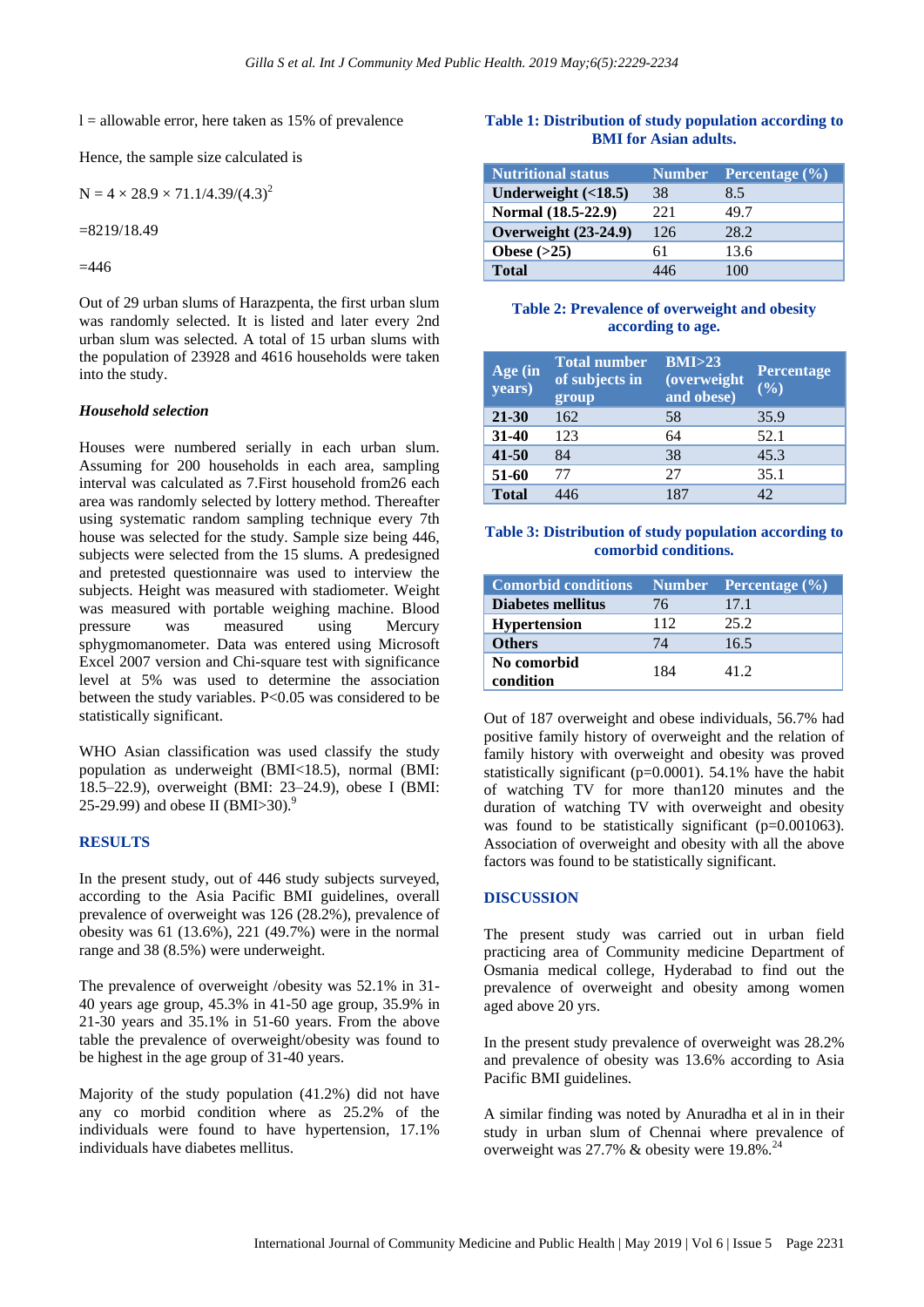l = allowable error, here taken as 15% of prevalence

Hence, the sample size calculated is

$N = 4 \times 28.9 \times 71.1/4.39/(4.3)^2$

=8219/18.49

=446

Out of 29 urban slums of Harazpenta, the first urban slum was randomly selected. It is listed and later every 2nd urban slum was selected. A total of 15 urban slums with the population of 23928 and 4616 households were taken into the study.

### *Household selection*

Houses were numbered serially in each urban slum. Assuming for 200 households in each area, sampling interval was calculated as 7.First household from26 each area was randomly selected by lottery method. Thereafter using systematic random sampling technique every 7th house was selected for the study. Sample size being 446, subjects were selected from the 15 slums. A predesigned and pretested questionnaire was used to interview the subjects. Height was measured with stadiometer. Weight was measured with portable weighing machine. Blood pressure was measured using Mercury sphygmomanometer. Data was entered using Microsoft Excel 2007 version and Chi-square test with significance level at 5% was used to determine the association between the study variables. P<0.05 was considered to be statistically significant.

WHO Asian classification was used classify the study population as underweight (BMI<18.5), normal (BMI: 18.5–22.9), overweight (BMI: 23–24.9), obese I (BMI: 25-29.99) and obese II (BMI>30).[9]

## RESULTS

In the present study, out of 446 study subjects surveyed, according to the Asia Pacific BMI guidelines, overall prevalence of overweight was 126 (28.2%), prevalence of obesity was 61 (13.6%), 221 (49.7%) were in the normal range and 38 (8.5%) were underweight.

The prevalence of overweight /obesity was 52.1% in 31-40 years age group, 45.3% in 41-50 age group, 35.9% in 21-30 years and 35.1% in 51-60 years. From the above table the prevalence of overweight/obesity was found to be highest in the age group of 31-40 years.

Majority of the study population (41.2%) did not have any co morbid condition where as 25.2% of the individuals were found to have hypertension, 17.1% individuals have diabetes mellitus.

**Table 1: Distribution of study population according to BMI for Asian adults.**

| Nutritional status | Number | Percentage (%) |
|---|---|---|
| **Underweight (<18.5)** | 38 | 8.5 |
| **Normal (18.5-22.9)** | 221 | 49.7 |
| **Overweight (23-24.9)** | 126 | 28.2 |
| **Obese (>25)** | 61 | 13.6 |
| **Total** | 446 | 100 |

**Table 2: Prevalence of overweight and obesity according to age.**

| Age (in years) | Total number of subjects in group | BMI>23 (overweight and obese) | Percentage (%) |
|---|---|---|---|
| **21-30** | 162 | 58 | 35.9 |
| **31-40** | 123 | 64 | 52.1 |
| **41-50** | 84 | 38 | 45.3 |
| **51-60** | 77 | 27 | 35.1 |
| **Total** | 446 | 187 | 42 |

**Table 3: Distribution of study population according to comorbid conditions.**

| Comorbid conditions | Number | Percentage (%) |
|---|---|---|
| **Diabetes mellitus** | 76 | 17.1 |
| **Hypertension** | 112 | 25.2 |
| **Others** | 74 | 16.5 |
| **No comorbid condition** | 184 | 41.2 |

Out of 187 overweight and obese individuals, 56.7% had positive family history of overweight and the relation of family history with overweight and obesity was proved statistically significant (p=0.0001). 54.1% have the habit of watching TV for more than120 minutes and the duration of watching TV with overweight and obesity was found to be statistically significant (p=0.001063). Association of overweight and obesity with all the above factors was found to be statistically significant.

## DISCUSSION

The present study was carried out in urban field practicing area of Community medicine Department of Osmania medical college, Hyderabad to find out the prevalence of overweight and obesity among women aged above 20 yrs.

In the present study prevalence of overweight was 28.2% and prevalence of obesity was 13.6% according to Asia Pacific BMI guidelines.

A similar finding was noted by Anuradha et al in in their study in urban slum of Chennai where prevalence of overweight was 27.7% & obesity were 19.8%.[24]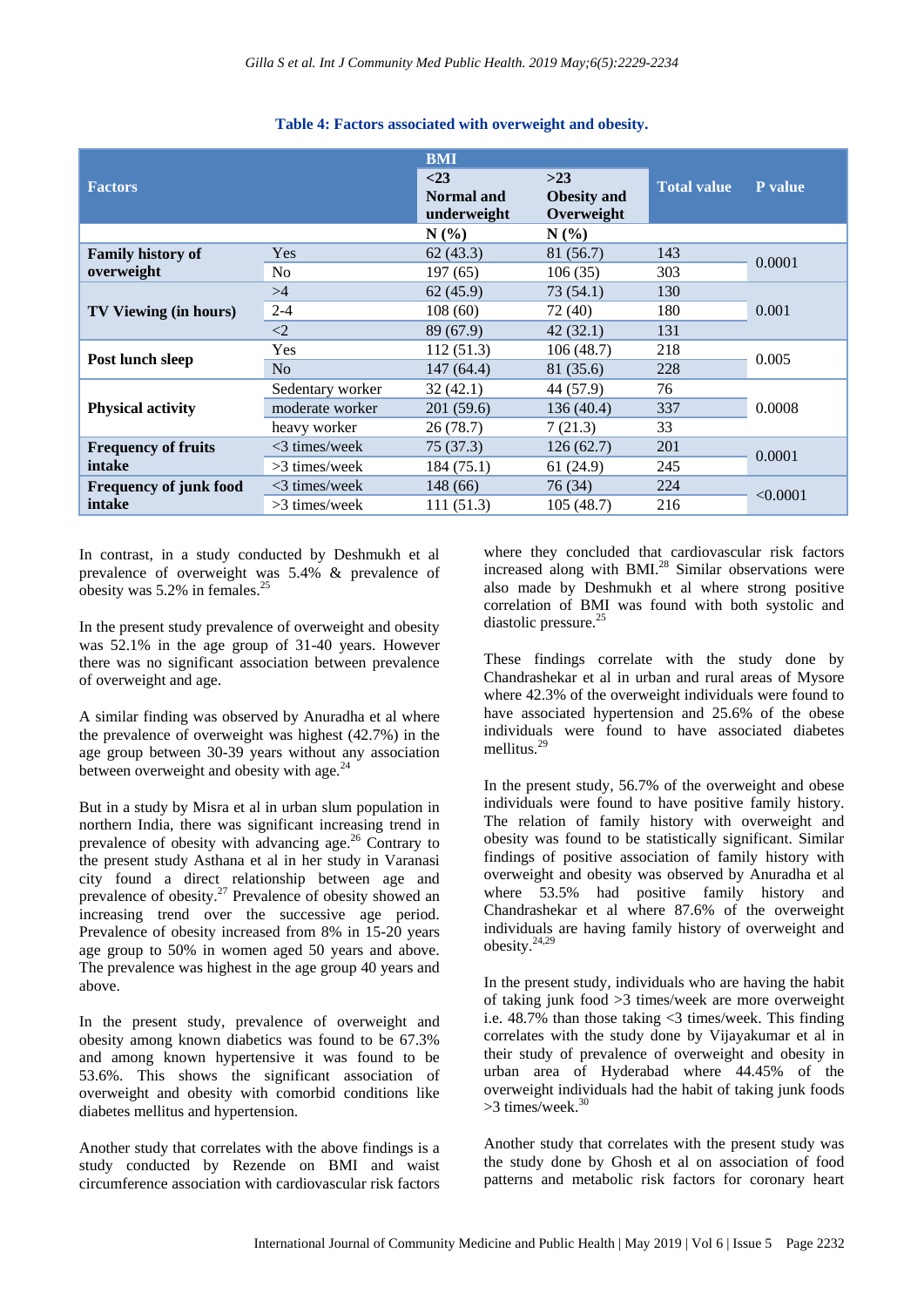**Table 4: Factors associated with overweight and obesity.**

| Factors | | BMI <23 Normal and underweight | BMI >23 Obesity and Overweight | Total value | P value |
|---|---|---|---|---|---|
| | | N (%) | N (%) | | |
| **Family history of overweight** | Yes | 62 (43.3) | 81 (56.7) | 143 | 0.0001 |
| | No | 197 (65) | 106 (35) | 303 | |
| **TV Viewing (in hours)** | >4 | 62 (45.9) | 73 (54.1) | 130 | 0.001 |
| | 2-4 | 108 (60) | 72 (40) | 180 | |
| | <2 | 89 (67.9) | 42 (32.1) | 131 | |
| **Post lunch sleep** | Yes | 112 (51.3) | 106 (48.7) | 218 | 0.005 |
| | No | 147 (64.4) | 81 (35.6) | 228 | |
| **Physical activity** | Sedentary worker | 32 (42.1) | 44 (57.9) | 76 | 0.0008 |
| | moderate worker | 201 (59.6) | 136 (40.4) | 337 | |
| | heavy worker | 26 (78.7) | 7 (21.3) | 33 | |
| **Frequency of fruits intake** | <3 times/week | 75 (37.3) | 126 (62.7) | 201 | 0.0001 |
| | >3 times/week | 184 (75.1) | 61 (24.9) | 245 | |
| **Frequency of junk food intake** | <3 times/week | 148 (66) | 76 (34) | 224 | <0.0001 |
| | >3 times/week | 111 (51.3) | 105 (48.7) | 216 | |

In contrast, in a study conducted by Deshmukh et al prevalence of overweight was 5.4% & prevalence of obesity was 5.2% in females.[25]

In the present study prevalence of overweight and obesity was 52.1% in the age group of 31-40 years. However there was no significant association between prevalence of overweight and age.

A similar finding was observed by Anuradha et al where the prevalence of overweight was highest (42.7%) in the age group between 30-39 years without any association between overweight and obesity with age.[24]

But in a study by Misra et al in urban slum population in northern India, there was significant increasing trend in prevalence of obesity with advancing age.[26] Contrary to the present study Asthana et al in her study in Varanasi city found a direct relationship between age and prevalence of obesity.[27] Prevalence of obesity showed an increasing trend over the successive age period. Prevalence of obesity increased from 8% in 15-20 years age group to 50% in women aged 50 years and above. The prevalence was highest in the age group 40 years and above.

In the present study, prevalence of overweight and obesity among known diabetics was found to be 67.3% and among known hypertensive it was found to be 53.6%. This shows the significant association of overweight and obesity with comorbid conditions like diabetes mellitus and hypertension.

Another study that correlates with the above findings is a study conducted by Rezende on BMI and waist circumference association with cardiovascular risk factors where they concluded that cardiovascular risk factors increased along with BMI.[28] Similar observations were also made by Deshmukh et al where strong positive correlation of BMI was found with both systolic and diastolic pressure.[25]

These findings correlate with the study done by Chandrashekar et al in urban and rural areas of Mysore where 42.3% of the overweight individuals were found to have associated hypertension and 25.6% of the obese individuals were found to have associated diabetes mellitus.[29]

In the present study, 56.7% of the overweight and obese individuals were found to have positive family history. The relation of family history with overweight and obesity was found to be statistically significant. Similar findings of positive association of family history with overweight and obesity was observed by Anuradha et al where 53.5% had positive family history and Chandrashekar et al where 87.6% of the overweight individuals are having family history of overweight and obesity.[24,29]

In the present study, individuals who are having the habit of taking junk food >3 times/week are more overweight i.e. 48.7% than those taking <3 times/week. This finding correlates with the study done by Vijayakumar et al in their study of prevalence of overweight and obesity in urban area of Hyderabad where 44.45% of the overweight individuals had the habit of taking junk foods >3 times/week.[30]

Another study that correlates with the present study was the study done by Ghosh et al on association of food patterns and metabolic risk factors for coronary heart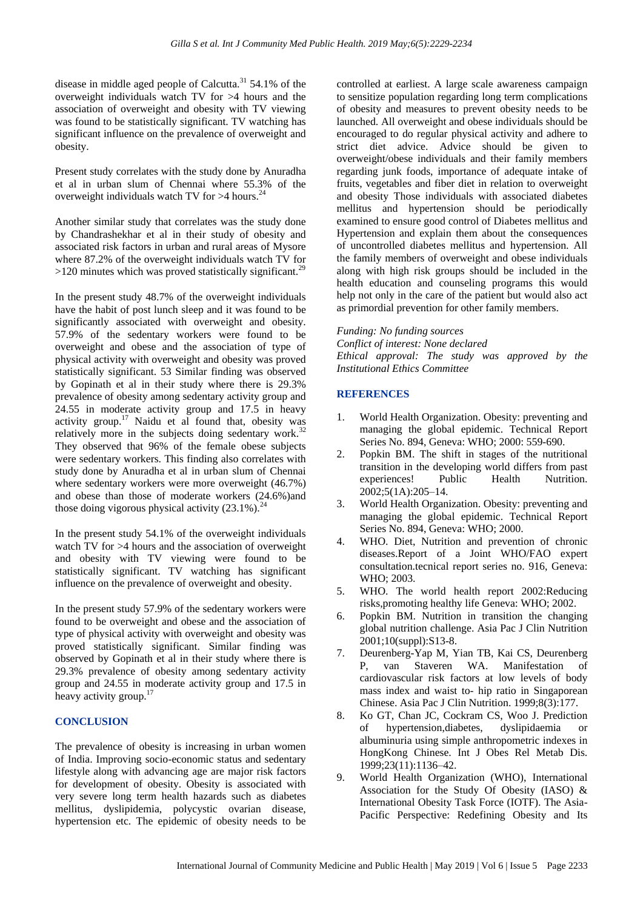disease in middle aged people of Calcutta.[31] 54.1% of the overweight individuals watch TV for >4 hours and the association of overweight and obesity with TV viewing was found to be statistically significant. TV watching has significant influence on the prevalence of overweight and obesity.

Present study correlates with the study done by Anuradha et al in urban slum of Chennai where 55.3% of the overweight individuals watch TV for >4 hours.[24]

Another similar study that correlates was the study done by Chandrashekhar et al in their study of obesity and associated risk factors in urban and rural areas of Mysore where 87.2% of the overweight individuals watch TV for >120 minutes which was proved statistically significant.[29]

In the present study 48.7% of the overweight individuals have the habit of post lunch sleep and it was found to be significantly associated with overweight and obesity. 57.9% of the sedentary workers were found to be overweight and obese and the association of type of physical activity with overweight and obesity was proved statistically significant. 53 Similar finding was observed by Gopinath et al in their study where there is 29.3% prevalence of obesity among sedentary activity group and 24.55 in moderate activity group and 17.5 in heavy activity group.[17] Naidu et al found that, obesity was relatively more in the subjects doing sedentary work.[32] They observed that 96% of the female obese subjects were sedentary workers. This finding also correlates with study done by Anuradha et al in urban slum of Chennai where sedentary workers were more overweight (46.7%) and obese than those of moderate workers (24.6%)and those doing vigorous physical activity (23.1%).[24]

In the present study 54.1% of the overweight individuals watch TV for >4 hours and the association of overweight and obesity with TV viewing were found to be statistically significant. TV watching has significant influence on the prevalence of overweight and obesity.

In the present study 57.9% of the sedentary workers were found to be overweight and obese and the association of type of physical activity with overweight and obesity was proved statistically significant. Similar finding was observed by Gopinath et al in their study where there is 29.3% prevalence of obesity among sedentary activity group and 24.55 in moderate activity group and 17.5 in heavy activity group.[17]

## CONCLUSION

The prevalence of obesity is increasing in urban women of India. Improving socio-economic status and sedentary lifestyle along with advancing age are major risk factors for development of obesity. Obesity is associated with very severe long term health hazards such as diabetes mellitus, dyslipidemia, polycystic ovarian disease, hypertension etc. The epidemic of obesity needs to be controlled at earliest. A large scale awareness campaign to sensitize population regarding long term complications of obesity and measures to prevent obesity needs to be launched. All overweight and obese individuals should be encouraged to do regular physical activity and adhere to strict diet advice. Advice should be given to overweight/obese individuals and their family members regarding junk foods, importance of adequate intake of fruits, vegetables and fiber diet in relation to overweight and obesity Those individuals with associated diabetes mellitus and hypertension should be periodically examined to ensure good control of Diabetes mellitus and Hypertension and explain them about the consequences of uncontrolled diabetes mellitus and hypertension. All the family members of overweight and obese individuals along with high risk groups should be included in the health education and counseling programs this would help not only in the care of the patient but would also act as primordial prevention for other family members.

*Funding: No funding sources*
*Conflict of interest: None declared*
*Ethical approval: The study was approved by the Institutional Ethics Committee*

## REFERENCES

1. World Health Organization. Obesity: preventing and managing the global epidemic. Technical Report Series No. 894, Geneva: WHO; 2000: 559-690.
2. Popkin BM. The shift in stages of the nutritional transition in the developing world differs from past experiences! Public Health Nutrition. 2002;5(1A):205–14.
3. World Health Organization. Obesity: preventing and managing the global epidemic. Technical Report Series No. 894, Geneva: WHO; 2000.
4. WHO. Diet, Nutrition and prevention of chronic diseases.Report of a Joint WHO/FAO expert consultation.tecnical report series no. 916, Geneva: WHO; 2003.
5. WHO. The world health report 2002:Reducing risks,promoting healthy life Geneva: WHO; 2002.
6. Popkin BM. Nutrition in transition the changing global nutrition challenge. Asia Pac J Clin Nutrition 2001;10(suppl):S13-8.
7. Deurenberg-Yap M, Yian TB, Kai CS, Deurenberg P, van Staveren WA. Manifestation of cardiovascular risk factors at low levels of body mass index and waist to- hip ratio in Singaporean Chinese. Asia Pac J Clin Nutrition. 1999;8(3):177.
8. Ko GT, Chan JC, Cockram CS, Woo J. Prediction of hypertension,diabetes, dyslipidaemia or albuminuria using simple anthropometric indexes in HongKong Chinese. Int J Obes Rel Metab Dis. 1999;23(11):1136–42.
9. World Health Organization (WHO), International Association for the Study Of Obesity (IASO) & International Obesity Task Force (IOTF). The Asia-Pacific Perspective: Redefining Obesity and Its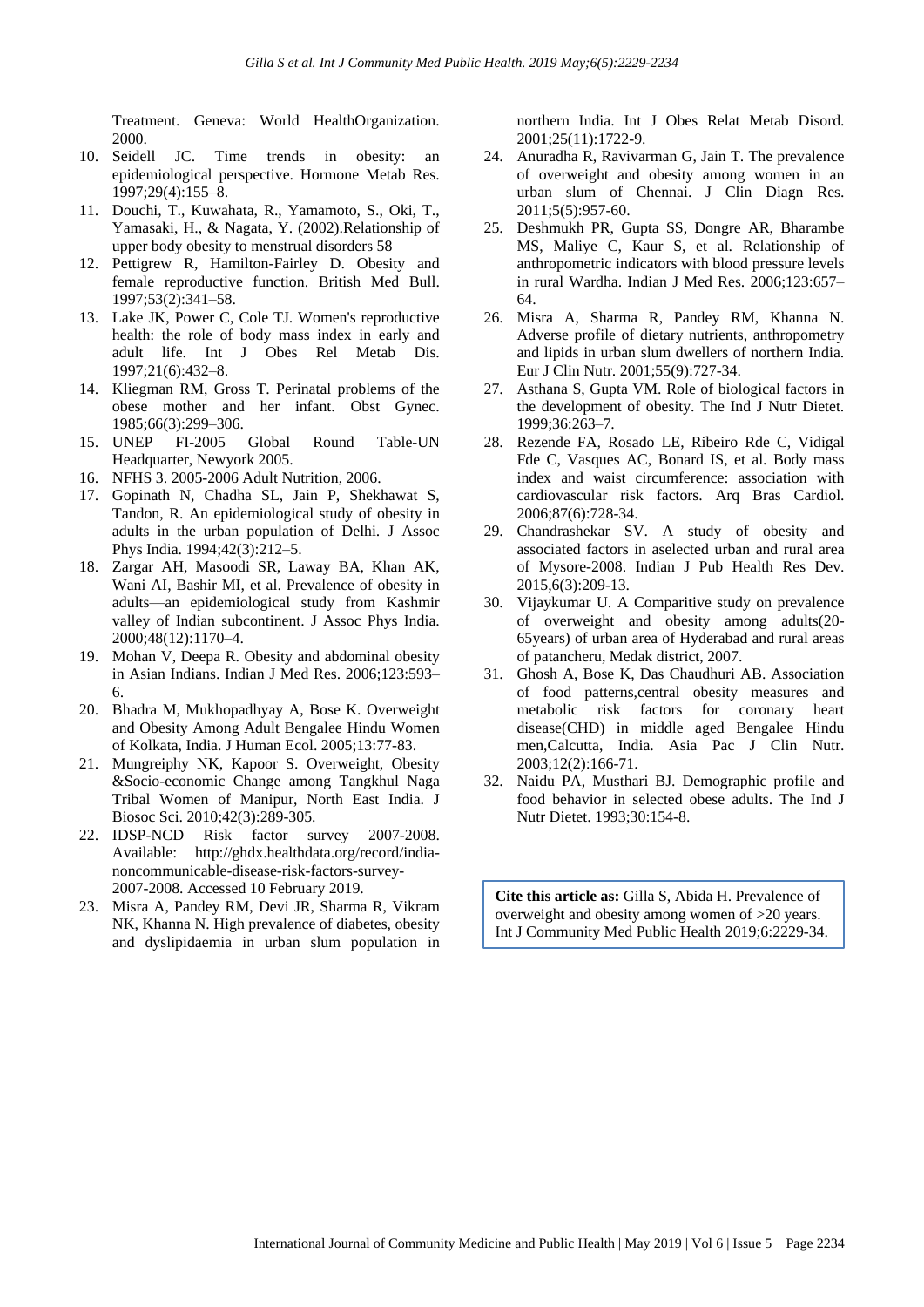Treatment. Geneva: World HealthOrganization. 2000.

10. Seidell JC. Time trends in obesity: an epidemiological perspective. Hormone Metab Res. 1997;29(4):155–8.
11. Douchi, T., Kuwahata, R., Yamamoto, S., Oki, T., Yamasaki, H., & Nagata, Y. (2002).Relationship of upper body obesity to menstrual disorders 58
12. Pettigrew R, Hamilton-Fairley D. Obesity and female reproductive function. British Med Bull. 1997;53(2):341–58.
13. Lake JK, Power C, Cole TJ. Women's reproductive health: the role of body mass index in early and adult life. Int J Obes Rel Metab Dis. 1997;21(6):432–8.
14. Kliegman RM, Gross T. Perinatal problems of the obese mother and her infant. Obst Gynec. 1985;66(3):299–306.
15. UNEP FI-2005 Global Round Table-UN Headquarter, Newyork 2005.
16. NFHS 3. 2005-2006 Adult Nutrition, 2006.
17. Gopinath N, Chadha SL, Jain P, Shekhawat S, Tandon, R. An epidemiological study of obesity in adults in the urban population of Delhi. J Assoc Phys India. 1994;42(3):212–5.
18. Zargar AH, Masoodi SR, Laway BA, Khan AK, Wani AI, Bashir MI, et al. Prevalence of obesity in adults—an epidemiological study from Kashmir valley of Indian subcontinent. J Assoc Phys India. 2000;48(12):1170–4.
19. Mohan V, Deepa R. Obesity and abdominal obesity in Asian Indians. Indian J Med Res. 2006;123:593–6.
20. Bhadra M, Mukhopadhyay A, Bose K. Overweight and Obesity Among Adult Bengalee Hindu Women of Kolkata, India. J Human Ecol. 2005;13:77-83.
21. Mungreiphy NK, Kapoor S. Overweight, Obesity &Socio-economic Change among Tangkhul Naga Tribal Women of Manipur, North East India. J Biosoc Sci. 2010;42(3):289-305.
22. IDSP-NCD Risk factor survey 2007-2008. Available: http://ghdx.healthdata.org/record/india-noncommunicable-disease-risk-factors-survey-2007-2008. Accessed 10 February 2019.
23. Misra A, Pandey RM, Devi JR, Sharma R, Vikram NK, Khanna N. High prevalence of diabetes, obesity and dyslipidaemia in urban slum population in northern India. Int J Obes Relat Metab Disord. 2001;25(11):1722-9.
24. Anuradha R, Ravivarman G, Jain T. The prevalence of overweight and obesity among women in an urban slum of Chennai. J Clin Diagn Res. 2011;5(5):957-60.
25. Deshmukh PR, Gupta SS, Dongre AR, Bharambe MS, Maliye C, Kaur S, et al. Relationship of anthropometric indicators with blood pressure levels in rural Wardha. Indian J Med Res. 2006;123:657–64.
26. Misra A, Sharma R, Pandey RM, Khanna N. Adverse profile of dietary nutrients, anthropometry and lipids in urban slum dwellers of northern India. Eur J Clin Nutr. 2001;55(9):727-34.
27. Asthana S, Gupta VM. Role of biological factors in the development of obesity. The Ind J Nutr Dietet. 1999;36:263–7.
28. Rezende FA, Rosado LE, Ribeiro Rde C, Vidigal Fde C, Vasques AC, Bonard IS, et al. Body mass index and waist circumference: association with cardiovascular risk factors. Arq Bras Cardiol. 2006;87(6):728-34.
29. Chandrashekar SV. A study of obesity and associated factors in aselected urban and rural area of Mysore-2008. Indian J Pub Health Res Dev. 2015,6(3):209-13.
30. Vijaykumar U. A Comparitive study on prevalence of overweight and obesity among adults(20-65years) of urban area of Hyderabad and rural areas of patancheru, Medak district, 2007.
31. Ghosh A, Bose K, Das Chaudhuri AB. Association of food patterns,central obesity measures and metabolic risk factors for coronary heart disease(CHD) in middle aged Bengalee Hindu men,Calcutta, India. Asia Pac J Clin Nutr. 2003;12(2):166-71.
32. Naidu PA, Musthari BJ. Demographic profile and food behavior in selected obese adults. The Ind J Nutr Dietet. 1993;30:154-8.

**Cite this article as:** Gilla S, Abida H. Prevalence of overweight and obesity among women of >20 years. Int J Community Med Public Health 2019;6:2229-34.